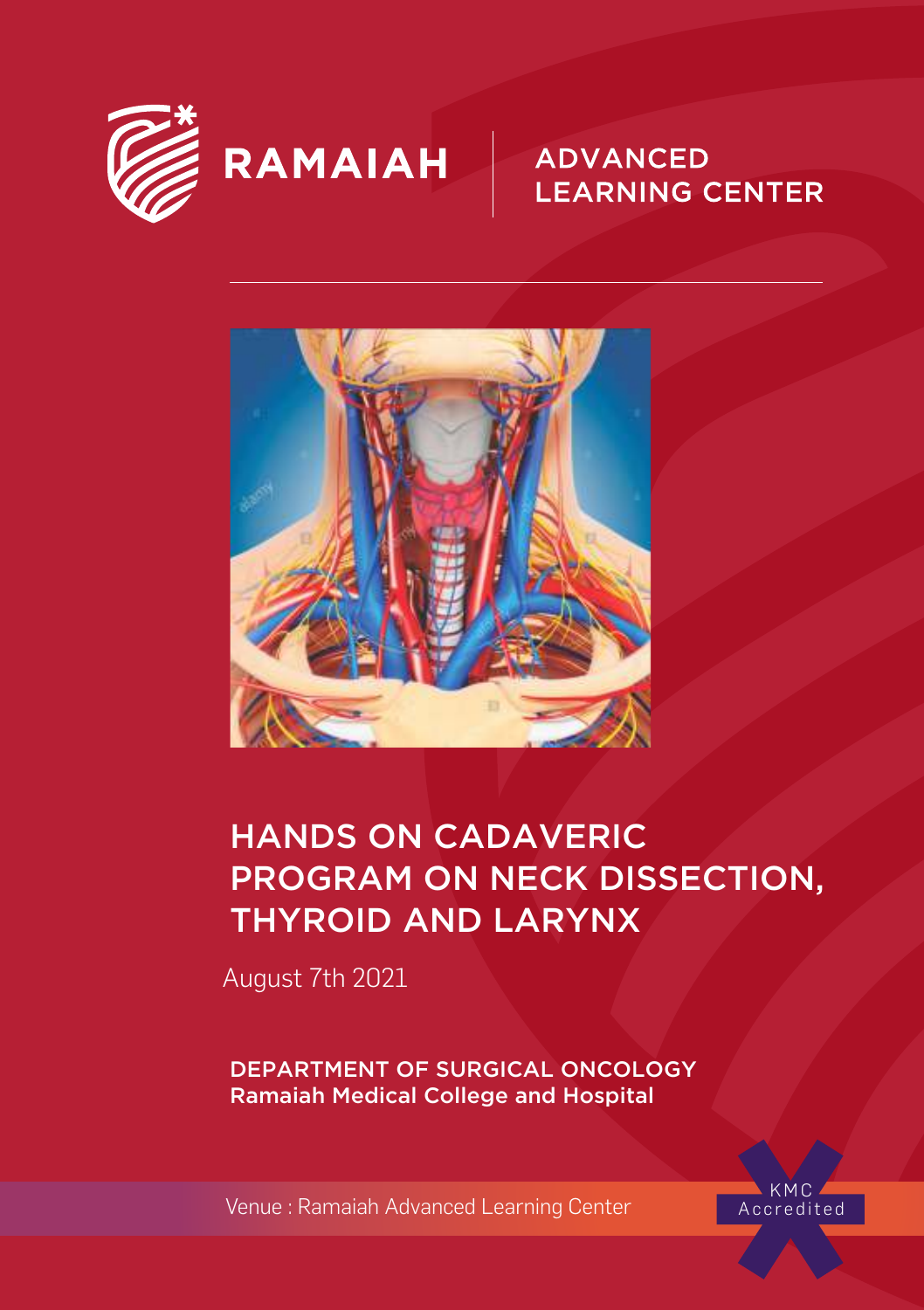RAMAIAH | ADVANCED LEARNING CENTER

# HANDS ON CADAVERIC PROGRAM ON NECK DISSECTION, THYROID AND LARYNX

August 7th 2021

**DEPARTMENT OF SURGICAL ONCOLOGY**
**Ramaiah Medical College and Hospital**

Venue : Ramaiah Advanced Learning Center

KMC Accredited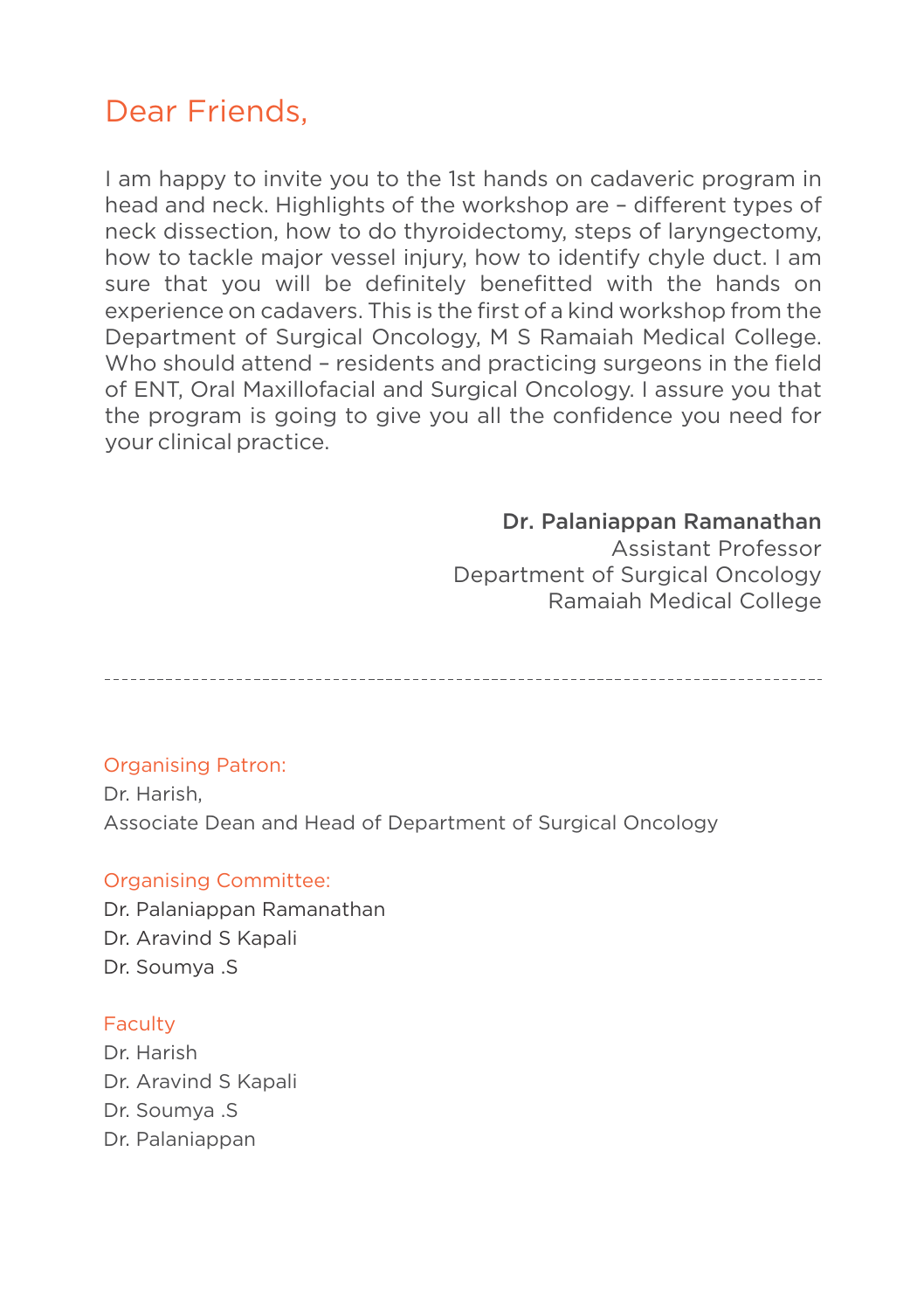## Dear Friends,

I am happy to invite you to the 1st hands on cadaveric program in head and neck. Highlights of the workshop are – different types of neck dissection, how to do thyroidectomy, steps of laryngectomy, how to tackle major vessel injury, how to identify chyle duct. I am sure that you will be definitely benefitted with the hands on experience on cadavers. This is the first of a kind workshop from the Department of Surgical Oncology, M S Ramaiah Medical College. Who should attend – residents and practicing surgeons in the field of ENT, Oral Maxillofacial and Surgical Oncology. I assure you that the program is going to give you all the confidence you need for your clinical practice.

**Dr. Palaniappan Ramanathan**
Assistant Professor
Department of Surgical Oncology
Ramaiah Medical College

---

**Organising Patron:**

Dr. Harish,
Associate Dean and Head of Department of Surgical Oncology

**Organising Committee:**

Dr. Palaniappan Ramanathan
Dr. Aravind S Kapali
Dr. Soumya .S

**Faculty**

Dr. Harish
Dr. Aravind S Kapali
Dr. Soumya .S
Dr. Palaniappan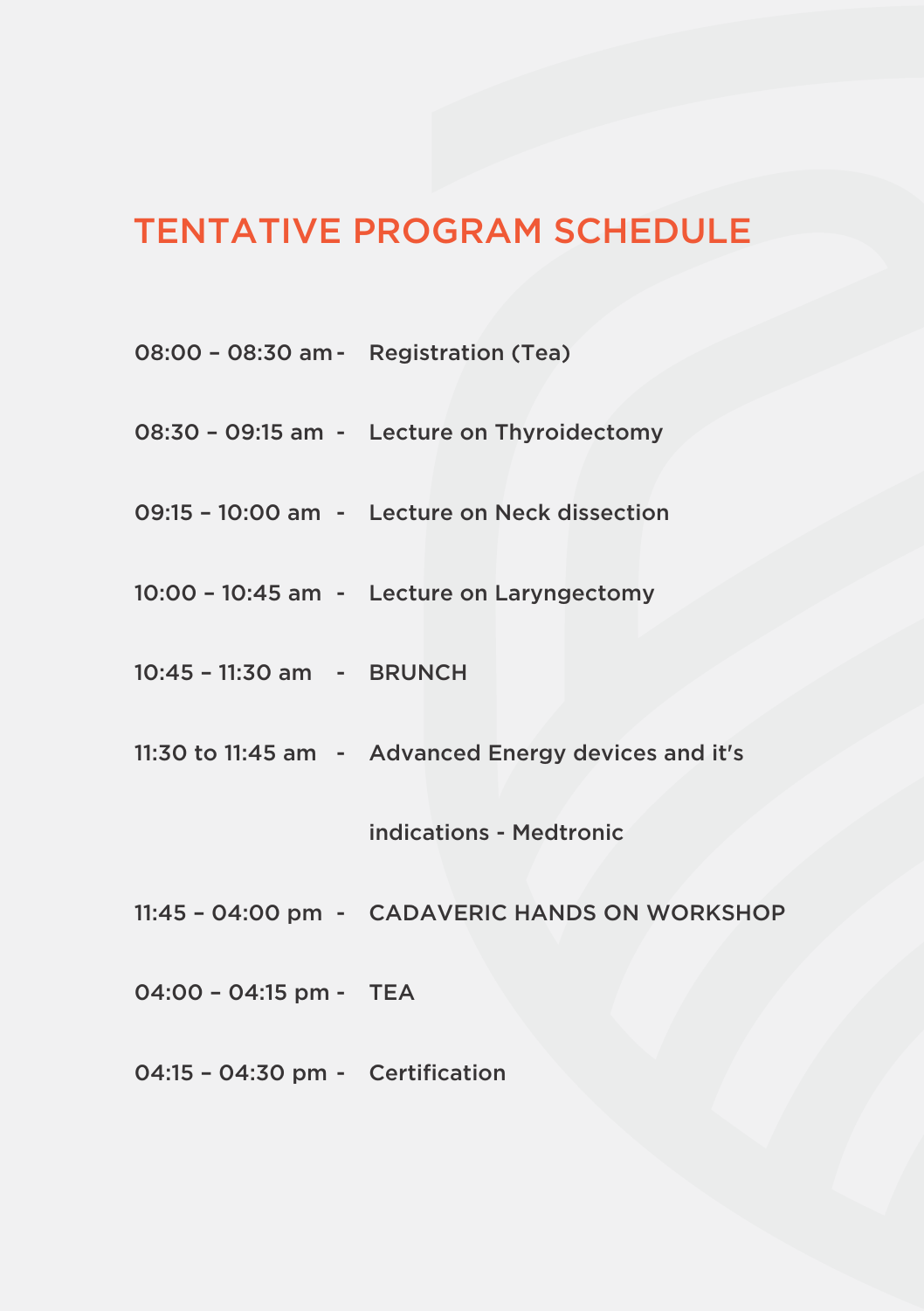# TENTATIVE PROGRAM SCHEDULE

08:00 – 08:30 am - Registration (Tea)

08:30 – 09:15 am - Lecture on Thyroidectomy

09:15 – 10:00 am - Lecture on Neck dissection

10:00 – 10:45 am - Lecture on Laryngectomy

10:45 – 11:30 am - BRUNCH

11:30 to 11:45 am - Advanced Energy devices and it's indications - Medtronic

11:45 – 04:00 pm - CADAVERIC HANDS ON WORKSHOP

04:00 – 04:15 pm - TEA

04:15 – 04:30 pm - Certification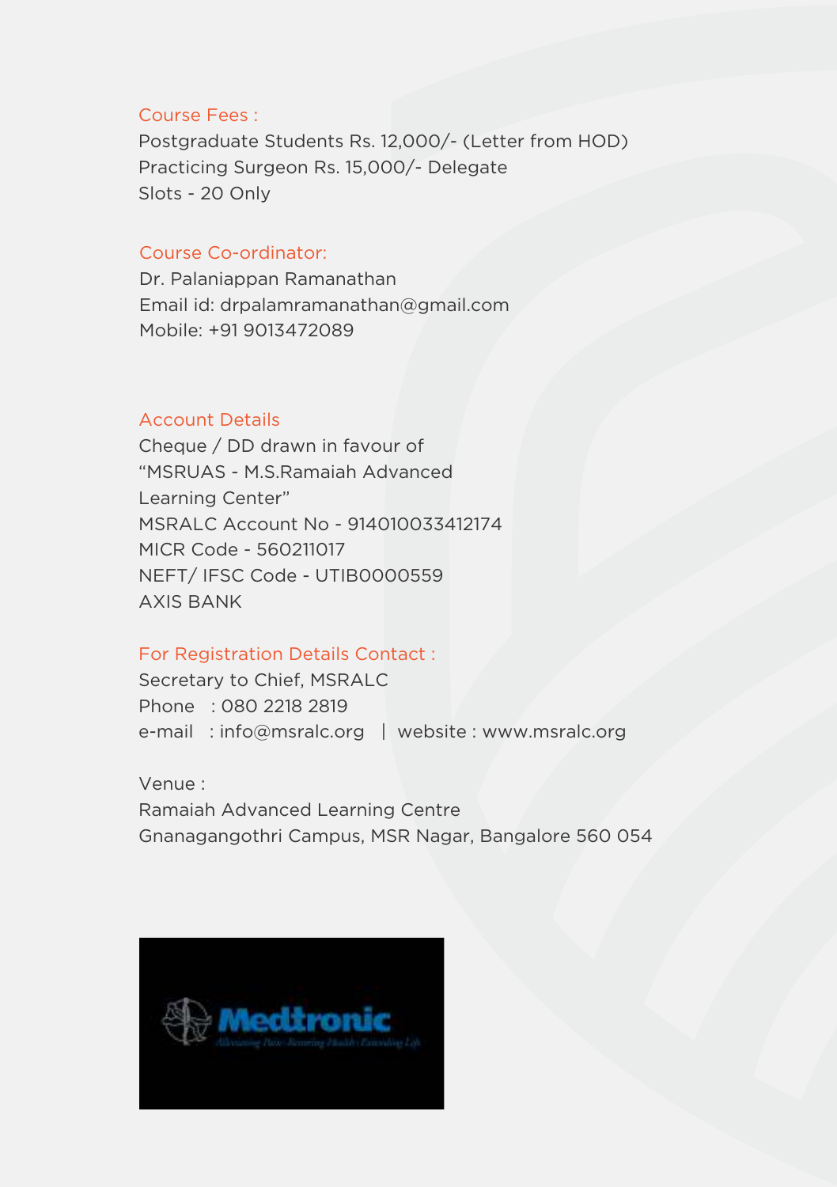## Course Fees :

Postgraduate Students Rs. 12,000/- (Letter from HOD)
Practicing Surgeon Rs. 15,000/- Delegate
Slots - 20 Only

## Course Co-ordinator:

Dr. Palaniappan Ramanathan
Email id: drpalamramanathan@gmail.com
Mobile: +91 9013472089

## Account Details

Cheque / DD drawn in favour of
"MSRUAS - M.S.Ramaiah Advanced
Learning Center"
MSRALC Account No - 914010033412174
MICR Code - 560211017
NEFT/ IFSC Code - UTIB0000559
AXIS BANK

## For Registration Details Contact :

Secretary to Chief, MSRALC
Phone : 080 2218 2819
e-mail : info@msralc.org | website : www.msralc.org

Venue :
Ramaiah Advanced Learning Centre
Gnanagangothri Campus, MSR Nagar, Bangalore 560 054

Medtronic
Alleviating Pain · Restoring Health · Extending Life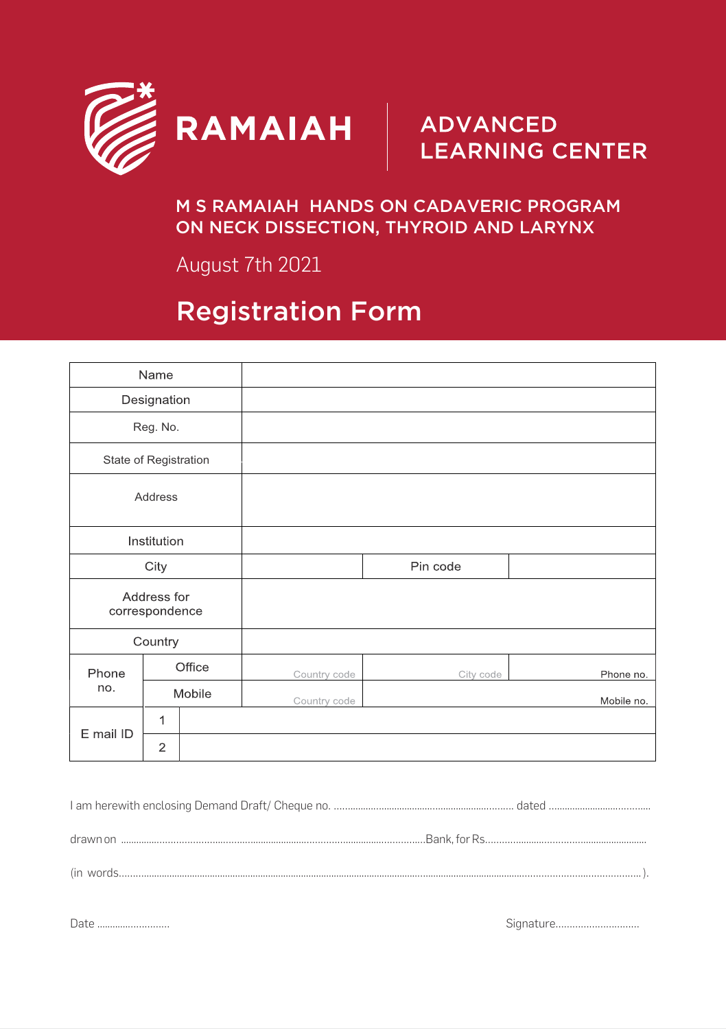RAMAIAH | ADVANCED LEARNING CENTER

## M S RAMAIAH HANDS ON CADAVERIC PROGRAM ON NECK DISSECTION, THYROID AND LARYNX

August 7th 2021

# Registration Form

| | | | | |
|---|---|---|---|---|
| Name | | | | |
| Designation | | | | |
| Reg. No. | | | | |
| State of Registration | | | | |
| Address | | | | |
| Institution | | | | |
| City | | | Pin code | |
| Address for correspondence | | | | |
| Country | | | | |
| Phone no. | Office | Country code | City code | Phone no. |
| | Mobile | Country code | | Mobile no. |
| E mail ID | 1 | | | |
| | 2 | | | |

I am herewith enclosing Demand Draft/ Cheque no. ...................................................................... dated .......................................

drawn on ..................................................................................................................Bank, for Rs.............................................................

(in words.........................................................................................................................................................................................).

Date ...........................

Signature..............................